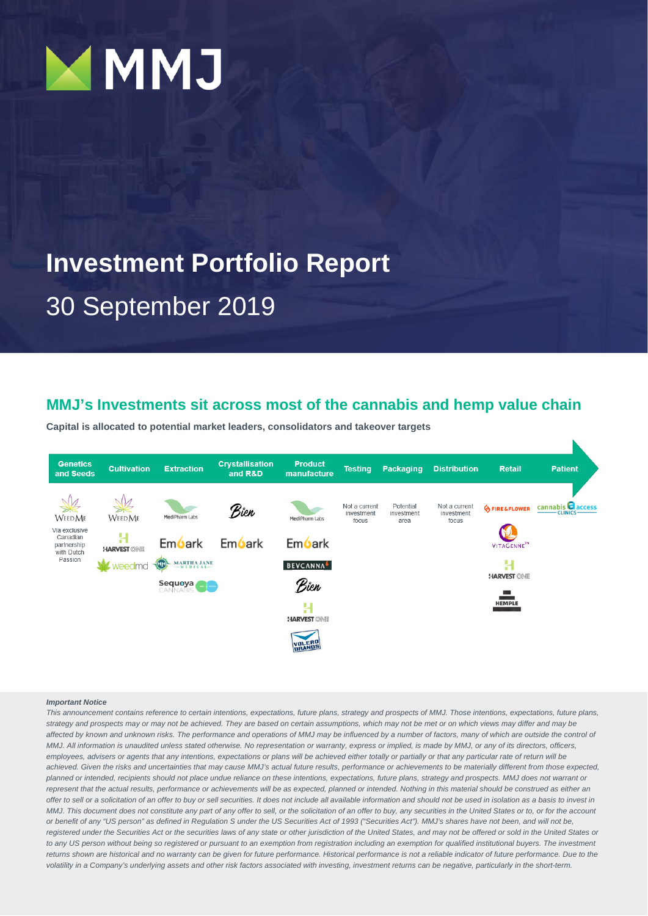# MMJ

# Investment Portfolio Report

## 30 September 2019

## MMJ's Investments sit across most of the cannabis and hemp value chain

**Capital is allocated to potential market leaders, consolidators and takeover targets**

| Genetics and Seeds | Cultivation | Extraction | Crystallisation and R&D | Product manufacture | Testing | Packaging | Distribution | Retail | Patient |
|---|---|---|---|---|---|---|---|---|---|
| WeedMe | WeedMe | MediPharm Labs | Bien | MediPharm Labs | Not a current investment focus | Potential investment area | Not a current investment focus | Fire & Flower | cannabis access clinics |
| Via exclusive Canadian partnership with Dutch Passion | Harvest One | Embark | Embark | Embark | | | | Vitagenne | |
| | weedmd | Martha Jane Medical | | Bevcanna | | | | Harvest One | |
| | | Sequoya Cannabis | | Bien | | | | Hemple | |
| | | | | Harvest One | | | | | |
| | | | | Volero Brands | | | | | |

*Important Notice*

*This announcement contains reference to certain intentions, expectations, future plans, strategy and prospects of MMJ. Those intentions, expectations, future plans, strategy and prospects may or may not be achieved. They are based on certain assumptions, which may not be met or on which views may differ and may be affected by known and unknown risks. The performance and operations of MMJ may be influenced by a number of factors, many of which are outside the control of MMJ. All information is unaudited unless stated otherwise. No representation or warranty, express or implied, is made by MMJ, or any of its directors, officers, employees, advisers or agents that any intentions, expectations or plans will be achieved either totally or partially or that any particular rate of return will be achieved. Given the risks and uncertainties that may cause MMJ's actual future results, performance or achievements to be materially different from those expected, planned or intended, recipients should not place undue reliance on these intentions, expectations, future plans, strategy and prospects. MMJ does not warrant or represent that the actual results, performance or achievements will be as expected, planned or intended. Nothing in this material should be construed as either an offer to sell or a solicitation of an offer to buy or sell securities. It does not include all available information and should not be used in isolation as a basis to invest in MMJ. This document does not constitute any part of any offer to sell, or the solicitation of an offer to buy, any securities in the United States or to, or for the account or benefit of any "US person" as defined in Regulation S under the US Securities Act of 1993 ("Securities Act"). MMJ's shares have not been, and will not be, registered under the Securities Act or the securities laws of any state or other jurisdiction of the United States, and may not be offered or sold in the United States or to any US person without being so registered or pursuant to an exemption from registration including an exemption for qualified institutional buyers. The investment returns shown are historical and no warranty can be given for future performance. Historical performance is not a reliable indicator of future performance. Due to the volatility in a Company's underlying assets and other risk factors associated with investing, investment returns can be negative, particularly in the short-term.*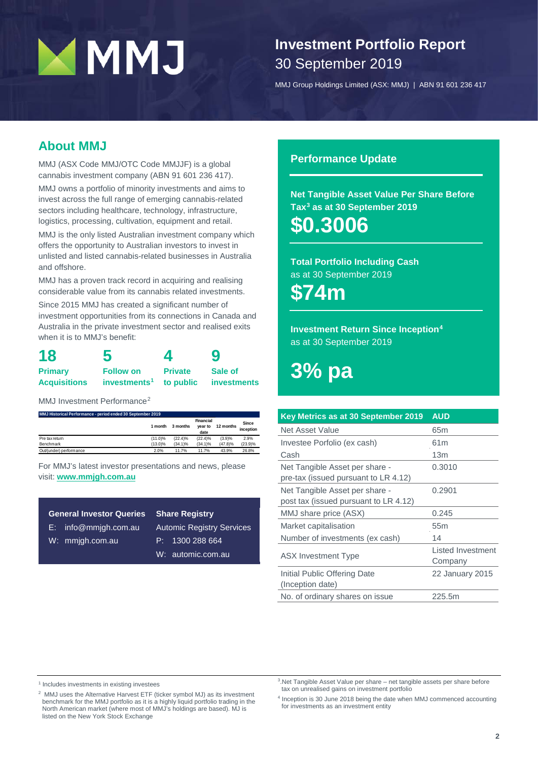# Investment Portfolio Report

30 September 2019

MMJ Group Holdings Limited (ASX: MMJ) | ABN 91 601 236 417

## About MMJ

MMJ (ASX Code MMJ/OTC Code MMJJF) is a global cannabis investment company (ABN 91 601 236 417).

MMJ owns a portfolio of minority investments and aims to invest across the full range of emerging cannabis-related sectors including healthcare, technology, infrastructure, logistics, processing, cultivation, equipment and retail.

MMJ is the only listed Australian investment company which offers the opportunity to Australian investors to invest in unlisted and listed cannabis-related businesses in Australia and offshore.

MMJ has a proven track record in acquiring and realising considerable value from its cannabis related investments.

Since 2015 MMJ has created a significant number of investment opportunities from its connections in Canada and Australia in the private investment sector and realised exits when it is to MMJ's benefit:

| 18 | 5 | 4 | 9 |
|---|---|---|---|
| Primary Acquisitions | Follow on investments[1] | Private to public | Sale of investments |

MMJ Investment Performance[2]

| MMJ Historical Performance - period ended 30 September 2019 | 1 month | 3 months | Financial year to date | 12 months | Since inception |
|---|---|---|---|---|---|
| Pre tax return | (11.0)% | (22.4)% | (22.4)% | (3.9)% | 2.9% |
| Benchmark | (13.0)% | (34.1)% | (34.1)% | (47.8)% | (23.9)% |
| Out/(under) performance | 2.0% | 11.7% | 11.7% | 43.9% | 26.8% |

For MMJ's latest investor presentations and news, please visit: **www.mmjgh.com.au**

| General Investor Queries | Share Registry |
|---|---|
| E: info@mmjgh.com.au | Automic Registry Services |
| W: mmjgh.com.au | P: 1300 288 664 |
| | W: automic.com.au |

## Performance Update

**Net Tangible Asset Value Per Share Before Tax[3] as at 30 September 2019**

**$0.3006**

**Total Portfolio Including Cash**
as at 30 September 2019

**$74m**

**Investment Return Since Inception[4]**
as at 30 September 2019

**3% pa**

| Key Metrics as at 30 September 2019 | AUD |
|---|---|
| Net Asset Value | 65m |
| Investee Porfolio (ex cash) | 61m |
| Cash | 13m |
| Net Tangible Asset per share - pre-tax (issued pursuant to LR 4.12) | 0.3010 |
| Net Tangible Asset per share - post tax (issued pursuant to LR 4.12) | 0.2901 |
| MMJ share price (ASX) | 0.245 |
| Market capitalisation | 55m |
| Number of investments (ex cash) | 14 |
| ASX Investment Type | Listed Investment Company |
| Initial Public Offering Date (Inception date) | 22 January 2015 |
| No. of ordinary shares on issue | 225.5m |

[1] Includes investments in existing investees

[2] MMJ uses the Alternative Harvest ETF (ticker symbol MJ) as its investment benchmark for the MMJ portfolio as it is a highly liquid portfolio trading in the North American market (where most of MMJ's holdings are based). MJ is listed on the New York Stock Exchange

[3] Net Tangible Asset Value per share – net tangible assets per share before tax on unrealised gains on investment portfolio

[4] Inception is 30 June 2018 being the date when MMJ commenced accounting for investments as an investment entity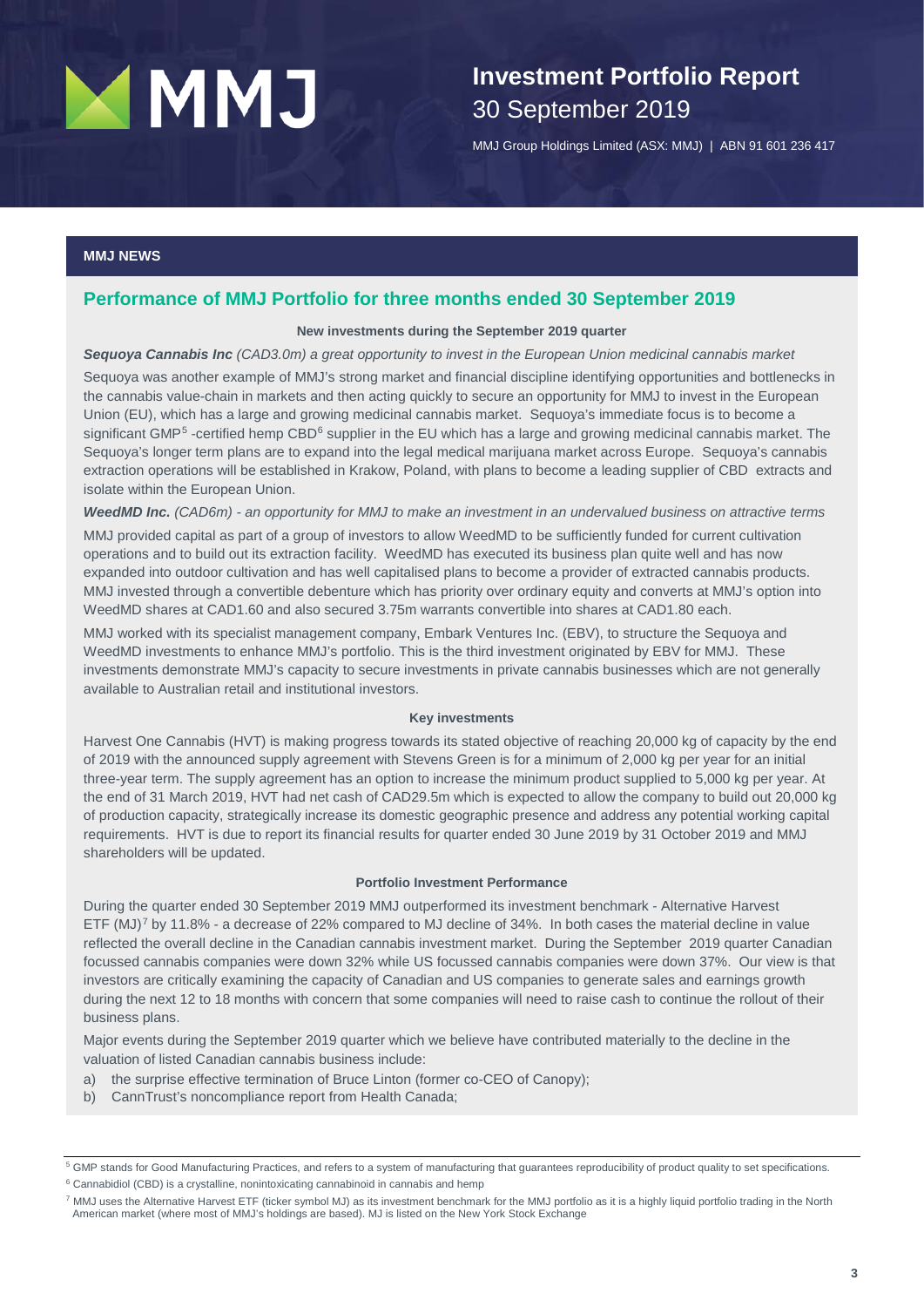# Investment Portfolio Report

30 September 2019

MMJ Group Holdings Limited (ASX: MMJ) | ABN 91 601 236 417

## MMJ NEWS

## Performance of MMJ Portfolio for three months ended 30 September 2019

### New investments during the September 2019 quarter

***Sequoya Cannabis Inc** (CAD3.0m) a great opportunity to invest in the European Union medicinal cannabis market*

Sequoya was another example of MMJ's strong market and financial discipline identifying opportunities and bottlenecks in the cannabis value-chain in markets and then acting quickly to secure an opportunity for MMJ to invest in the European Union (EU), which has a large and growing medicinal cannabis market. Sequoya's immediate focus is to become a significant GMP[5] -certified hemp CBD[6] supplier in the EU which has a large and growing medicinal cannabis market. The Sequoya's longer term plans are to expand into the legal medical marijuana market across Europe. Sequoya's cannabis extraction operations will be established in Krakow, Poland, with plans to become a leading supplier of CBD extracts and isolate within the European Union.

***WeedMD Inc.** (CAD6m) - an opportunity for MMJ to make an investment in an undervalued business on attractive terms*

MMJ provided capital as part of a group of investors to allow WeedMD to be sufficiently funded for current cultivation operations and to build out its extraction facility. WeedMD has executed its business plan quite well and has now expanded into outdoor cultivation and has well capitalised plans to become a provider of extracted cannabis products. MMJ invested through a convertible debenture which has priority over ordinary equity and converts at MMJ's option into WeedMD shares at CAD1.60 and also secured 3.75m warrants convertible into shares at CAD1.80 each.

MMJ worked with its specialist management company, Embark Ventures Inc. (EBV), to structure the Sequoya and WeedMD investments to enhance MMJ's portfolio. This is the third investment originated by EBV for MMJ. These investments demonstrate MMJ's capacity to secure investments in private cannabis businesses which are not generally available to Australian retail and institutional investors.

### Key investments

Harvest One Cannabis (HVT) is making progress towards its stated objective of reaching 20,000 kg of capacity by the end of 2019 with the announced supply agreement with Stevens Green is for a minimum of 2,000 kg per year for an initial three-year term. The supply agreement has an option to increase the minimum product supplied to 5,000 kg per year. At the end of 31 March 2019, HVT had net cash of CAD29.5m which is expected to allow the company to build out 20,000 kg of production capacity, strategically increase its domestic geographic presence and address any potential working capital requirements. HVT is due to report its financial results for quarter ended 30 June 2019 by 31 October 2019 and MMJ shareholders will be updated.

### Portfolio Investment Performance

During the quarter ended 30 September 2019 MMJ outperformed its investment benchmark - Alternative Harvest ETF (MJ)[7] by 11.8% - a decrease of 22% compared to MJ decline of 34%. In both cases the material decline in value reflected the overall decline in the Canadian cannabis investment market. During the September 2019 quarter Canadian focussed cannabis companies were down 32% while US focussed cannabis companies were down 37%. Our view is that investors are critically examining the capacity of Canadian and US companies to generate sales and earnings growth during the next 12 to 18 months with concern that some companies will need to raise cash to continue the rollout of their business plans.

Major events during the September 2019 quarter which we believe have contributed materially to the decline in the valuation of listed Canadian cannabis business include:

a) the surprise effective termination of Bruce Linton (former co-CEO of Canopy);
b) CannTrust's noncompliance report from Health Canada;

---

[5] GMP stands for Good Manufacturing Practices, and refers to a system of manufacturing that guarantees reproducibility of product quality to set specifications.

[6] Cannabidiol (CBD) is a crystalline, nonintoxicating cannabinoid in cannabis and hemp

[7] MMJ uses the Alternative Harvest ETF (ticker symbol MJ) as its investment benchmark for the MMJ portfolio as it is a highly liquid portfolio trading in the North American market (where most of MMJ's holdings are based). MJ is listed on the New York Stock Exchange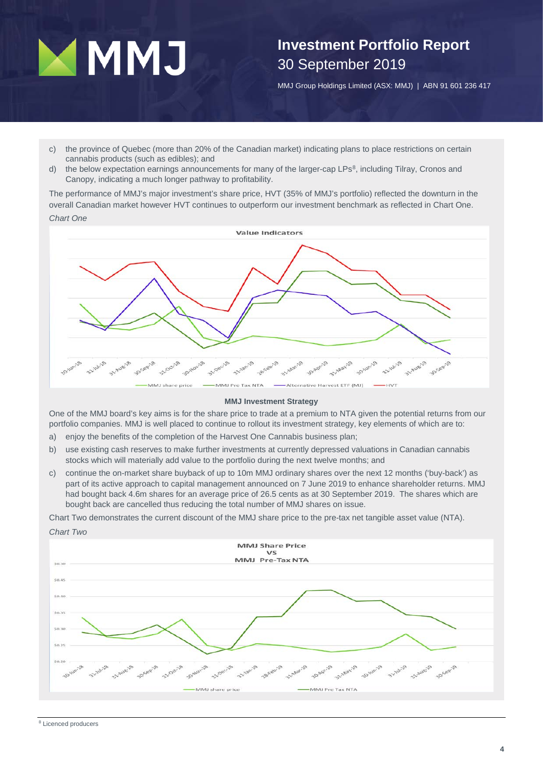c) the province of Quebec (more than 20% of the Canadian market) indicating plans to place restrictions on certain cannabis products (such as edibles); and

d) the below expectation earnings announcements for many of the larger-cap LPs[8], including Tilray, Cronos and Canopy, indicating a much longer pathway to profitability.

The performance of MMJ's major investment's share price, HVT (35% of MMJ's portfolio) reflected the downturn in the overall Canadian market however HVT continues to outperform our investment benchmark as reflected in Chart One.

*Chart One*

**MMJ Investment Strategy**

One of the MMJ board's key aims is for the share price to trade at a premium to NTA given the potential returns from our portfolio companies. MMJ is well placed to continue to rollout its investment strategy, key elements of which are to:

a) enjoy the benefits of the completion of the Harvest One Cannabis business plan;

b) use existing cash reserves to make further investments at currently depressed valuations in Canadian cannabis stocks which will materially add value to the portfolio during the next twelve months; and

c) continue the on-market share buyback of up to 10m MMJ ordinary shares over the next 12 months ('buy-back') as part of its active approach to capital management announced on 7 June 2019 to enhance shareholder returns. MMJ had bought back 4.6m shares for an average price of 26.5 cents as at 30 September 2019. The shares which are bought back are cancelled thus reducing the total number of MMJ shares on issue.

Chart Two demonstrates the current discount of the MMJ share price to the pre-tax net tangible asset value (NTA).

*Chart Two*

[8] Licenced producers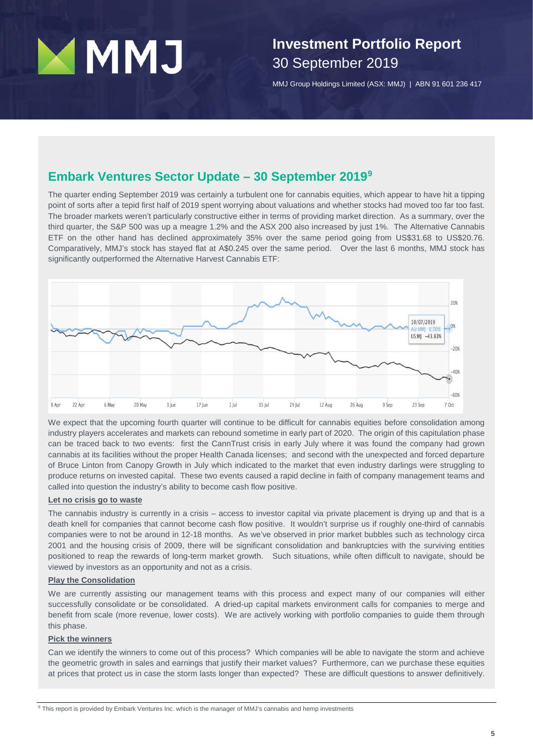## Embark Ventures Sector Update – 30 September 2019[9]

The quarter ending September 2019 was certainly a turbulent one for cannabis equities, which appear to have hit a tipping point of sorts after a tepid first half of 2019 spent worrying about valuations and whether stocks had moved too far too fast. The broader markets weren't particularly constructive either in terms of providing market direction. As a summary, over the third quarter, the S&P 500 was up a meagre 1.2% and the ASX 200 also increased by just 1%. The Alternative Cannabis ETF on the other hand has declined approximately 35% over the same period going from US$31.68 to US$20.76. Comparatively, MMJ's stock has stayed flat at A$0.245 over the same period. Over the last 6 months, MMJ stock has significantly outperformed the Alternative Harvest Cannabis ETF:

We expect that the upcoming fourth quarter will continue to be difficult for cannabis equities before consolidation among industry players accelerates and markets can rebound sometime in early part of 2020. The origin of this capitulation phase can be traced back to two events: first the CannTrust crisis in early July where it was found the company had grown cannabis at its facilities without the proper Health Canada licenses; and second with the unexpected and forced departure of Bruce Linton from Canopy Growth in July which indicated to the market that even industry darlings were struggling to produce returns on invested capital. These two events caused a rapid decline in faith of company management teams and called into question the industry's ability to become cash flow positive.

**Let no crisis go to waste**

The cannabis industry is currently in a crisis – access to investor capital via private placement is drying up and that is a death knell for companies that cannot become cash flow positive. It wouldn't surprise us if roughly one-third of cannabis companies were to not be around in 12-18 months. As we've observed in prior market bubbles such as technology circa 2001 and the housing crisis of 2009, there will be significant consolidation and bankruptcies with the surviving entities positioned to reap the rewards of long-term market growth. Such situations, while often difficult to navigate, should be viewed by investors as an opportunity and not as a crisis.

**Play the Consolidation**

We are currently assisting our management teams with this process and expect many of our companies will either successfully consolidate or be consolidated. A dried-up capital markets environment calls for companies to merge and benefit from scale (more revenue, lower costs). We are actively working with portfolio companies to guide them through this phase.

**Pick the winners**

Can we identify the winners to come out of this process? Which companies will be able to navigate the storm and achieve the geometric growth in sales and earnings that justify their market values? Furthermore, can we purchase these equities at prices that protect us in case the storm lasts longer than expected? These are difficult questions to answer definitively.

[9] This report is provided by Embark Ventures Inc. which is the manager of MMJ's cannabis and hemp investments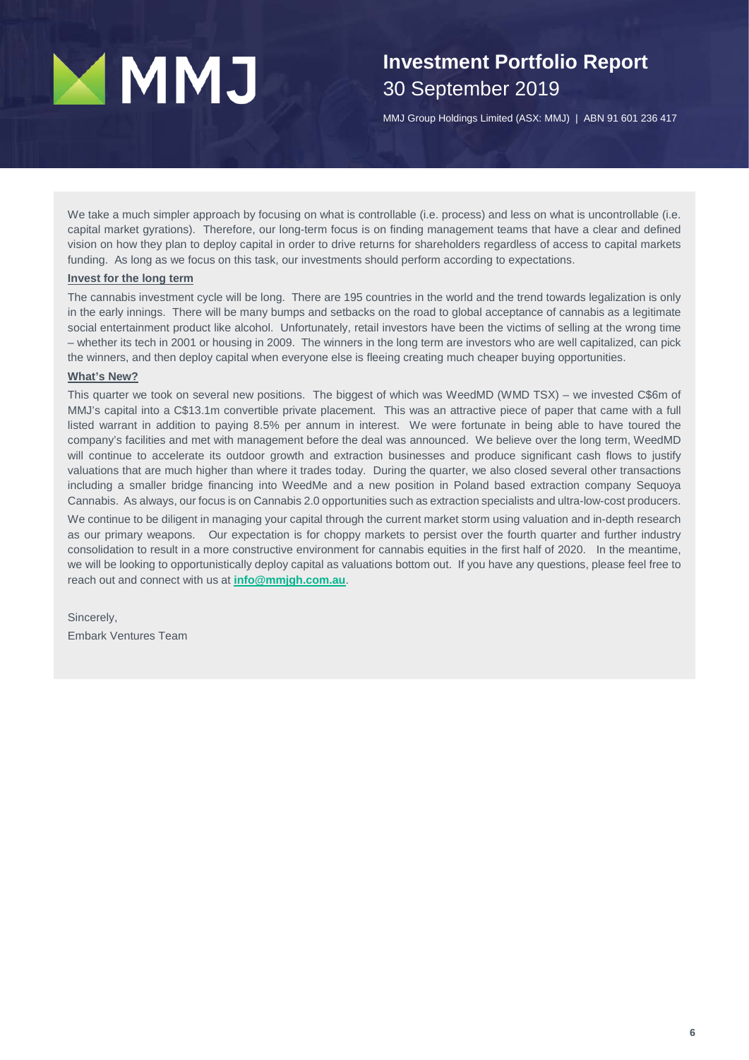We take a much simpler approach by focusing on what is controllable (i.e. process) and less on what is uncontrollable (i.e. capital market gyrations). Therefore, our long-term focus is on finding management teams that have a clear and defined vision on how they plan to deploy capital in order to drive returns for shareholders regardless of access to capital markets funding. As long as we focus on this task, our investments should perform according to expectations.

**Invest for the long term**

The cannabis investment cycle will be long. There are 195 countries in the world and the trend towards legalization is only in the early innings. There will be many bumps and setbacks on the road to global acceptance of cannabis as a legitimate social entertainment product like alcohol. Unfortunately, retail investors have been the victims of selling at the wrong time – whether its tech in 2001 or housing in 2009. The winners in the long term are investors who are well capitalized, can pick the winners, and then deploy capital when everyone else is fleeing creating much cheaper buying opportunities.

**What's New?**

This quarter we took on several new positions. The biggest of which was WeedMD (WMD TSX) – we invested C$6m of MMJ's capital into a C$13.1m convertible private placement. This was an attractive piece of paper that came with a full listed warrant in addition to paying 8.5% per annum in interest. We were fortunate in being able to have toured the company's facilities and met with management before the deal was announced. We believe over the long term, WeedMD will continue to accelerate its outdoor growth and extraction businesses and produce significant cash flows to justify valuations that are much higher than where it trades today. During the quarter, we also closed several other transactions including a smaller bridge financing into WeedMe and a new position in Poland based extraction company Sequoya Cannabis. As always, our focus is on Cannabis 2.0 opportunities such as extraction specialists and ultra-low-cost producers.

We continue to be diligent in managing your capital through the current market storm using valuation and in-depth research as our primary weapons. Our expectation is for choppy markets to persist over the fourth quarter and further industry consolidation to result in a more constructive environment for cannabis equities in the first half of 2020. In the meantime, we will be looking to opportunistically deploy capital as valuations bottom out. If you have any questions, please feel free to reach out and connect with us at **info@mmjgh.com.au**.

Sincerely,

Embark Ventures Team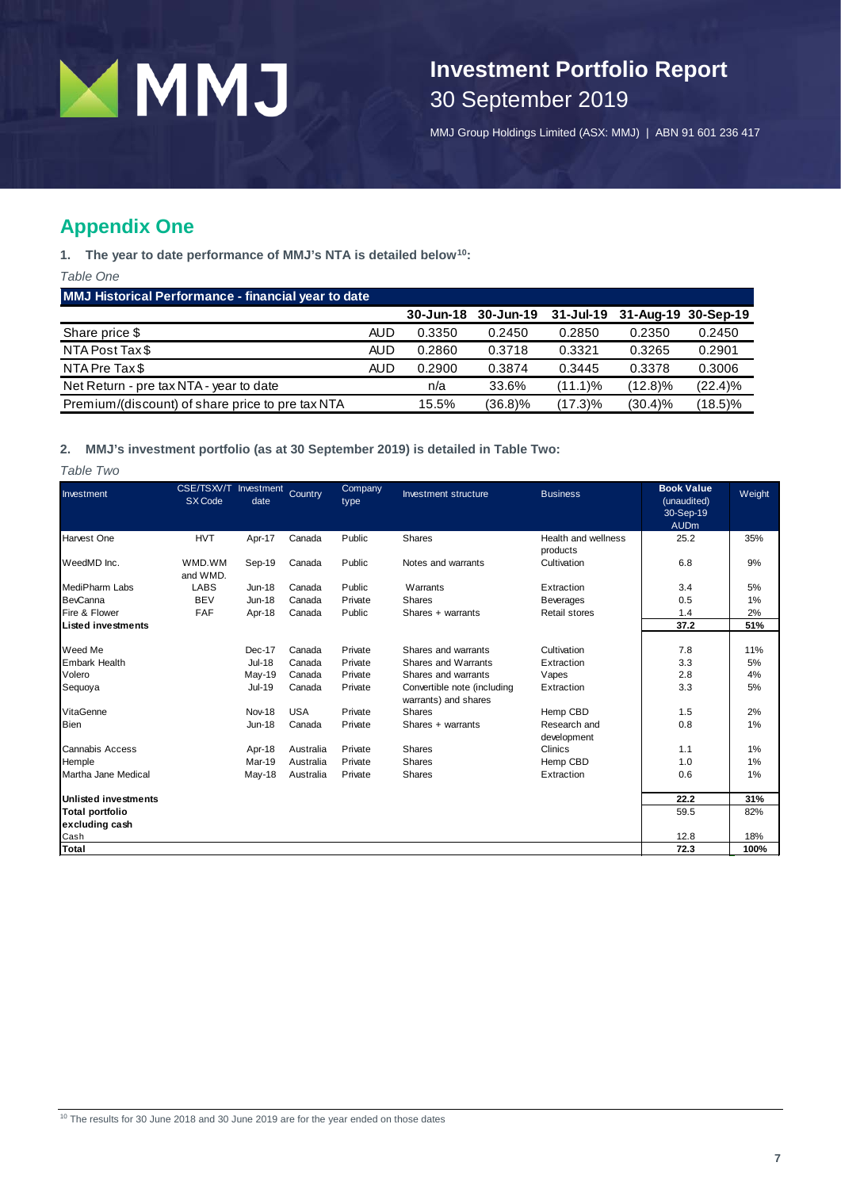# Investment Portfolio Report
## 30 September 2019

MMJ Group Holdings Limited (ASX: MMJ) | ABN 91 601 236 417

## Appendix One

**1. The year to date performance of MMJ's NTA is detailed below[10]:**

*Table One*

| MMJ Historical Performance - financial year to date | | | | | | |
|---|---|---|---|---|---|---|
| | | **30-Jun-18** | **30-Jun-19** | **31-Jul-19** | **31-Aug-19** | **30-Sep-19** |
| Share price $ | AUD | 0.3350 | 0.2450 | 0.2850 | 0.2350 | 0.2450 |
| NTA Post Tax $ | AUD | 0.2860 | 0.3718 | 0.3321 | 0.3265 | 0.2901 |
| NTA Pre Tax $ | AUD | 0.2900 | 0.3874 | 0.3445 | 0.3378 | 0.3006 |
| Net Return - pre tax NTA - year to date | | n/a | 33.6% | (11.1)% | (12.8)% | (22.4)% |
| Premium/(discount) of share price to pre tax NTA | | 15.5% | (36.8)% | (17.3)% | (30.4)% | (18.5)% |

**2. MMJ's investment portfolio (as at 30 September 2019) is detailed in Table Two:**

*Table Two*

| Investment | CSE/TSXV/TSX Code | Investment date | Country | Company type | Investment structure | Business | Book Value (unaudited) 30-Sep-19 AUDm | Weight |
|---|---|---|---|---|---|---|---|---|
| Harvest One | HVT | Apr-17 | Canada | Public | Shares | Health and wellness products | 25.2 | 35% |
| WeedMD Inc. | WMD.WM and WMD. | Sep-19 | Canada | Public | Notes and warrants | Cultivation | 6.8 | 9% |
| MediPharm Labs | LABS | Jun-18 | Canada | Public | Warrants | Extraction | 3.4 | 5% |
| BevCanna | BEV | Jun-18 | Canada | Private | Shares | Beverages | 0.5 | 1% |
| Fire & Flower | FAF | Apr-18 | Canada | Public | Shares + warrants | Retail stores | 1.4 | 2% |
| **Listed investments** | | | | | | | **37.2** | **51%** |
| Weed Me | | Dec-17 | Canada | Private | Shares and warrants | Cultivation | 7.8 | 11% |
| Embark Health | | Jul-18 | Canada | Private | Shares and Warrants | Extraction | 3.3 | 5% |
| Volero | | May-19 | Canada | Private | Shares and warrants | Vapes | 2.8 | 4% |
| Sequoya | | Jul-19 | Canada | Private | Convertible note (including warrants) and shares | Extraction | 3.3 | 5% |
| VitaGenne | | Nov-18 | USA | Private | Shares | Hemp CBD | 1.5 | 2% |
| Bien | | Jun-18 | Canada | Private | Shares + warrants | Research and development | 0.8 | 1% |
| Cannabis Access | | Apr-18 | Australia | Private | Shares | Clinics | 1.1 | 1% |
| Hemple | | Mar-19 | Australia | Private | Shares | Hemp CBD | 1.0 | 1% |
| Martha Jane Medical | | May-18 | Australia | Private | Shares | Extraction | 0.6 | 1% |
| **Unlisted investments** | | | | | | | **22.2** | **31%** |
| **Total portfolio excluding cash** | | | | | | | 59.5 | 82% |
| Cash | | | | | | | 12.8 | 18% |
| **Total** | | | | | | | **72.3** | **100%** |

[10] The results for 30 June 2018 and 30 June 2019 are for the year ended on those dates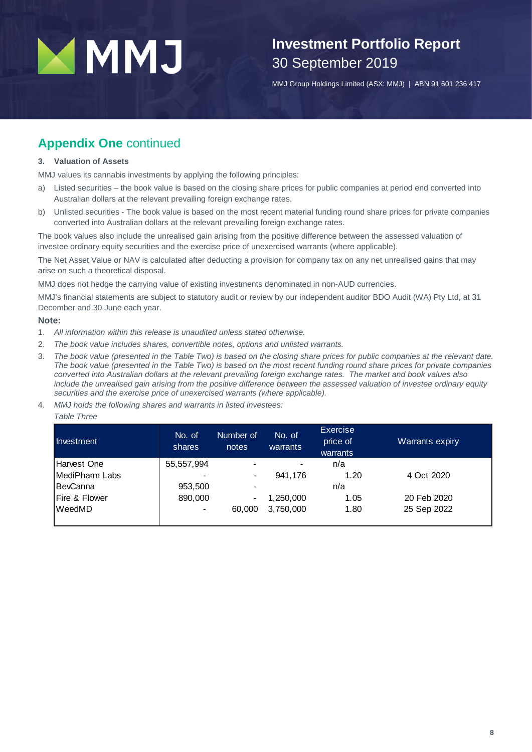## Appendix One continued

### 3. Valuation of Assets

MMJ values its cannabis investments by applying the following principles:

a) Listed securities – the book value is based on the closing share prices for public companies at period end converted into Australian dollars at the relevant prevailing foreign exchange rates.

b) Unlisted securities - The book value is based on the most recent material funding round share prices for private companies converted into Australian dollars at the relevant prevailing foreign exchange rates.

The book values also include the unrealised gain arising from the positive difference between the assessed valuation of investee ordinary equity securities and the exercise price of unexercised warrants (where applicable).

The Net Asset Value or NAV is calculated after deducting a provision for company tax on any net unrealised gains that may arise on such a theoretical disposal.

MMJ does not hedge the carrying value of existing investments denominated in non-AUD currencies.

MMJ's financial statements are subject to statutory audit or review by our independent auditor BDO Audit (WA) Pty Ltd, at 31 December and 30 June each year.

**Note:**

1. *All information within this release is unaudited unless stated otherwise.*
2. *The book value includes shares, convertible notes, options and unlisted warrants.*
3. *The book value (presented in the Table Two) is based on the closing share prices for public companies at the relevant date. The book value (presented in the Table Two) is based on the most recent funding round share prices for private companies converted into Australian dollars at the relevant prevailing foreign exchange rates. The market and book values also include the unrealised gain arising from the positive difference between the assessed valuation of investee ordinary equity securities and the exercise price of unexercised warrants (where applicable).*
4. *MMJ holds the following shares and warrants in listed investees:*

*Table Three*

| Investment | No. of shares | Number of notes | No. of warrants | Exercise price of warrants | Warrants expiry |
|---|---|---|---|---|---|
| Harvest One | 55,557,994 | - | - | n/a | |
| MediPharm Labs | - | - | 941,176 | 1.20 | 4 Oct 2020 |
| BevCanna | 953,500 | - | | n/a | |
| Fire & Flower | 890,000 | - | 1,250,000 | 1.05 | 20 Feb 2020 |
| WeedMD | - | 60,000 | 3,750,000 | 1.80 | 25 Sep 2022 |